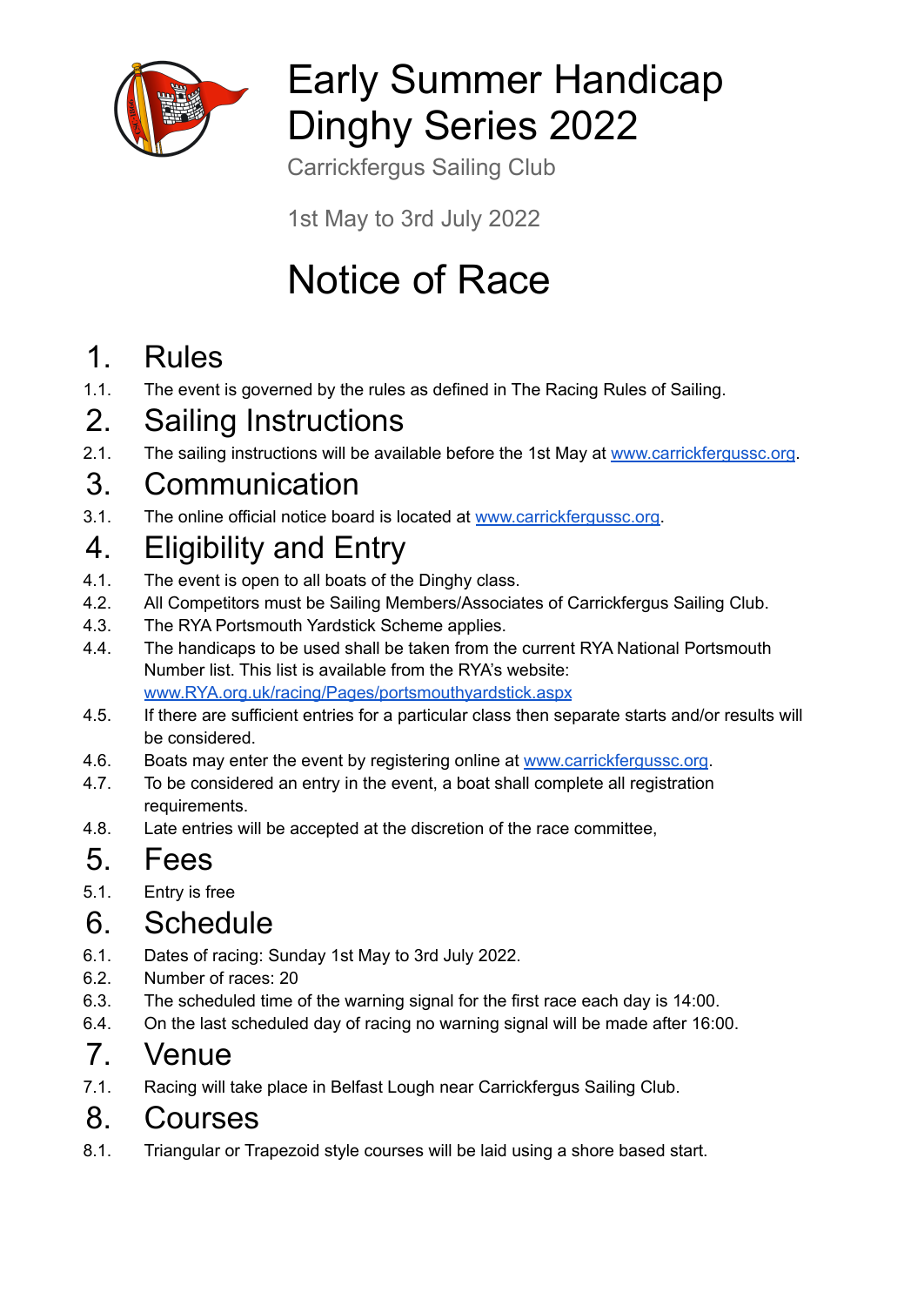# Early Summer Handicap Dinghy Series 2022

Carrickfergus Sailing Club

1st May to 3rd July 2022

# Notice of Race

## 1. Rules

1.1. The event is governed by the rules as defined in The Racing Rules of Sailing.

## 2. Sailing Instructions

2.1. The sailing instructions will be available before the 1st May at [www.carrickfergussc.org](http://www.carrickfergussc.org).

## 3. Communication

3.1. The online official notice board is located at [www.carrickfergussc.org](http://www.carrickfergussc.org).

## 4. Eligibility and Entry

4.1. The event is open to all boats of the Dinghy class.

4.2. All Competitors must be Sailing Members/Associates of Carrickfergus Sailing Club.

4.3. The RYA Portsmouth Yardstick Scheme applies.

4.4. The handicaps to be used shall be taken from the current RYA National Portsmouth Number list. This list is available from the RYA's website: [www.RYA.org.uk/racing/Pages/portsmouthyardstick.aspx](http://www.RYA.org.uk/racing/Pages/portsmouthyardstick.aspx)

4.5. If there are sufficient entries for a particular class then separate starts and/or results will be considered.

4.6. Boats may enter the event by registering online at [www.carrickfergussc.org](http://www.carrickfergussc.org).

4.7. To be considered an entry in the event, a boat shall complete all registration requirements.

4.8. Late entries will be accepted at the discretion of the race committee,

## 5. Fees

5.1. Entry is free

## 6. Schedule

6.1. Dates of racing: Sunday 1st May to 3rd July 2022.

6.2. Number of races: 20

6.3. The scheduled time of the warning signal for the first race each day is 14:00.

6.4. On the last scheduled day of racing no warning signal will be made after 16:00.

## 7. Venue

7.1. Racing will take place in Belfast Lough near Carrickfergus Sailing Club.

## 8. Courses

8.1. Triangular or Trapezoid style courses will be laid using a shore based start.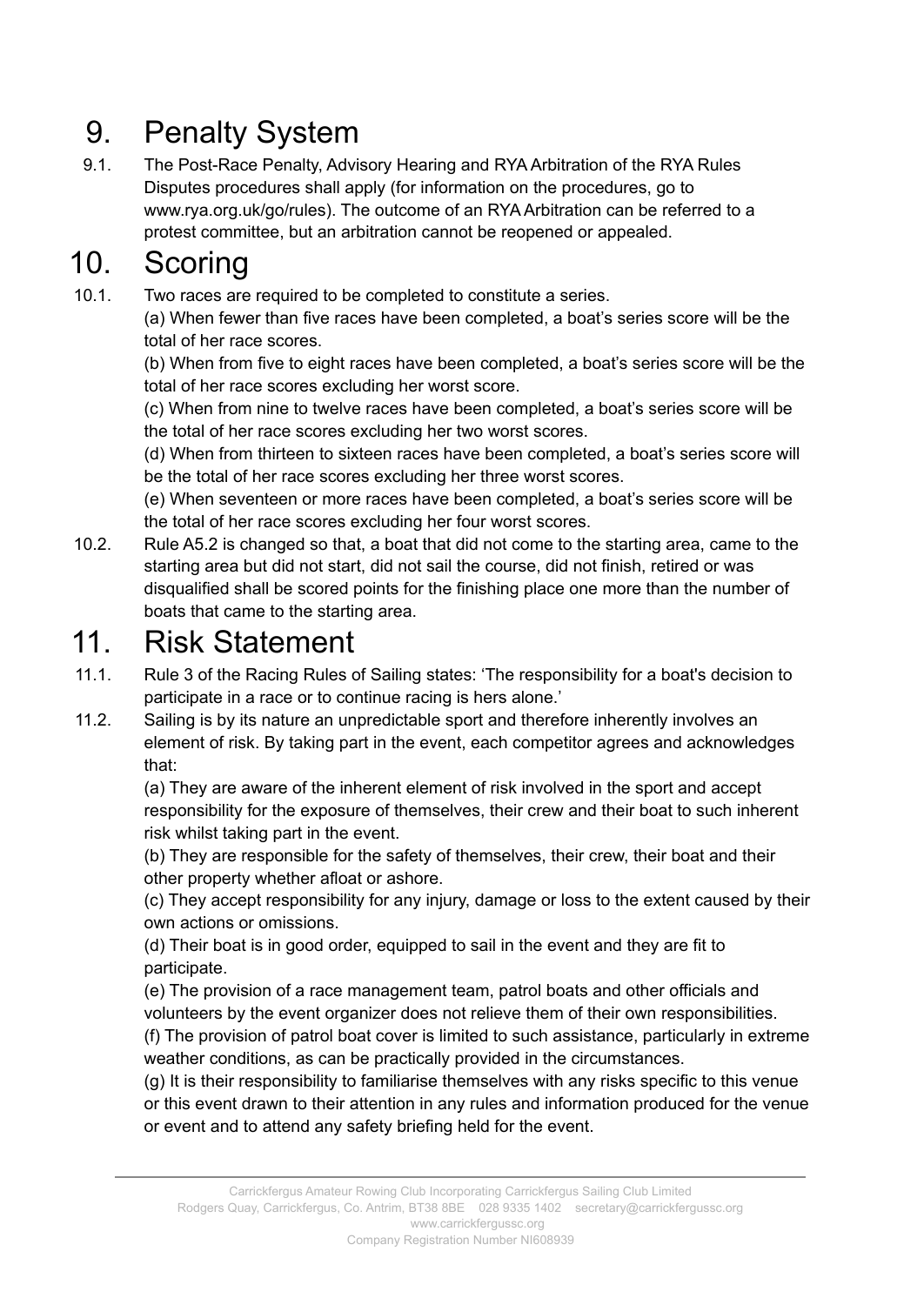# 9. Penalty System

9.1. The Post-Race Penalty, Advisory Hearing and RYA Arbitration of the RYA Rules Disputes procedures shall apply (for information on the procedures, go to www.rya.org.uk/go/rules). The outcome of an RYA Arbitration can be referred to a protest committee, but an arbitration cannot be reopened or appealed.

# 10. Scoring

10.1. Two races are required to be completed to constitute a series.

(a) When fewer than five races have been completed, a boat's series score will be the total of her race scores.

(b) When from five to eight races have been completed, a boat's series score will be the total of her race scores excluding her worst score.

(c) When from nine to twelve races have been completed, a boat's series score will be the total of her race scores excluding her two worst scores.

(d) When from thirteen to sixteen races have been completed, a boat's series score will be the total of her race scores excluding her three worst scores.

(e) When seventeen or more races have been completed, a boat's series score will be the total of her race scores excluding her four worst scores.

10.2. Rule A5.2 is changed so that, a boat that did not come to the starting area, came to the starting area but did not start, did not sail the course, did not finish, retired or was disqualified shall be scored points for the finishing place one more than the number of boats that came to the starting area.

# 11. Risk Statement

11.1. Rule 3 of the Racing Rules of Sailing states: 'The responsibility for a boat's decision to participate in a race or to continue racing is hers alone.'

11.2. Sailing is by its nature an unpredictable sport and therefore inherently involves an element of risk. By taking part in the event, each competitor agrees and acknowledges that:

(a) They are aware of the inherent element of risk involved in the sport and accept responsibility for the exposure of themselves, their crew and their boat to such inherent risk whilst taking part in the event.

(b) They are responsible for the safety of themselves, their crew, their boat and their other property whether afloat or ashore.

(c) They accept responsibility for any injury, damage or loss to the extent caused by their own actions or omissions.

(d) Their boat is in good order, equipped to sail in the event and they are fit to participate.

(e) The provision of a race management team, patrol boats and other officials and volunteers by the event organizer does not relieve them of their own responsibilities.

(f) The provision of patrol boat cover is limited to such assistance, particularly in extreme weather conditions, as can be practically provided in the circumstances.

(g) It is their responsibility to familiarise themselves with any risks specific to this venue or this event drawn to their attention in any rules and information produced for the venue or event and to attend any safety briefing held for the event.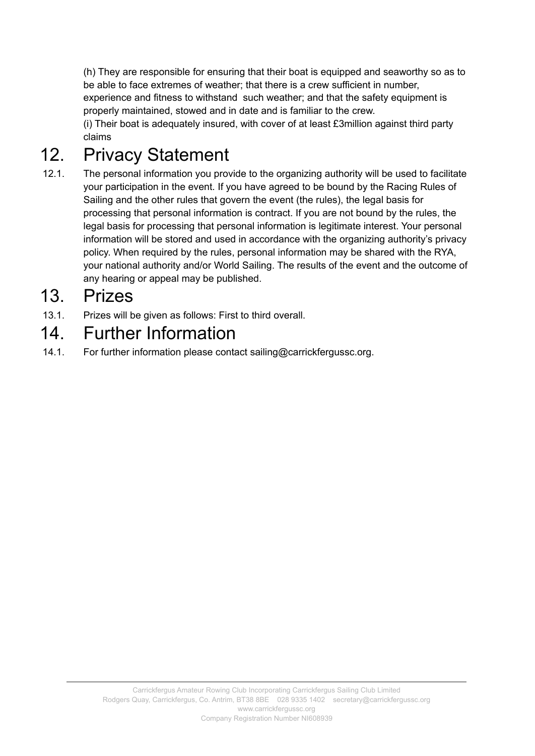(h) They are responsible for ensuring that their boat is equipped and seaworthy so as to be able to face extremes of weather; that there is a crew sufficient in number, experience and fitness to withstand such weather; and that the safety equipment is properly maintained, stowed and in date and is familiar to the crew.

(i) Their boat is adequately insured, with cover of at least £3million against third party claims

# 12. Privacy Statement

12.1. The personal information you provide to the organizing authority will be used to facilitate your participation in the event. If you have agreed to be bound by the Racing Rules of Sailing and the other rules that govern the event (the rules), the legal basis for processing that personal information is contract. If you are not bound by the rules, the legal basis for processing that personal information is legitimate interest. Your personal information will be stored and used in accordance with the organizing authority's privacy policy. When required by the rules, personal information may be shared with the RYA, your national authority and/or World Sailing. The results of the event and the outcome of any hearing or appeal may be published.

# 13. Prizes

13.1. Prizes will be given as follows: First to third overall.

# 14. Further Information

14.1. For further information please contact sailing@carrickfergussc.org.